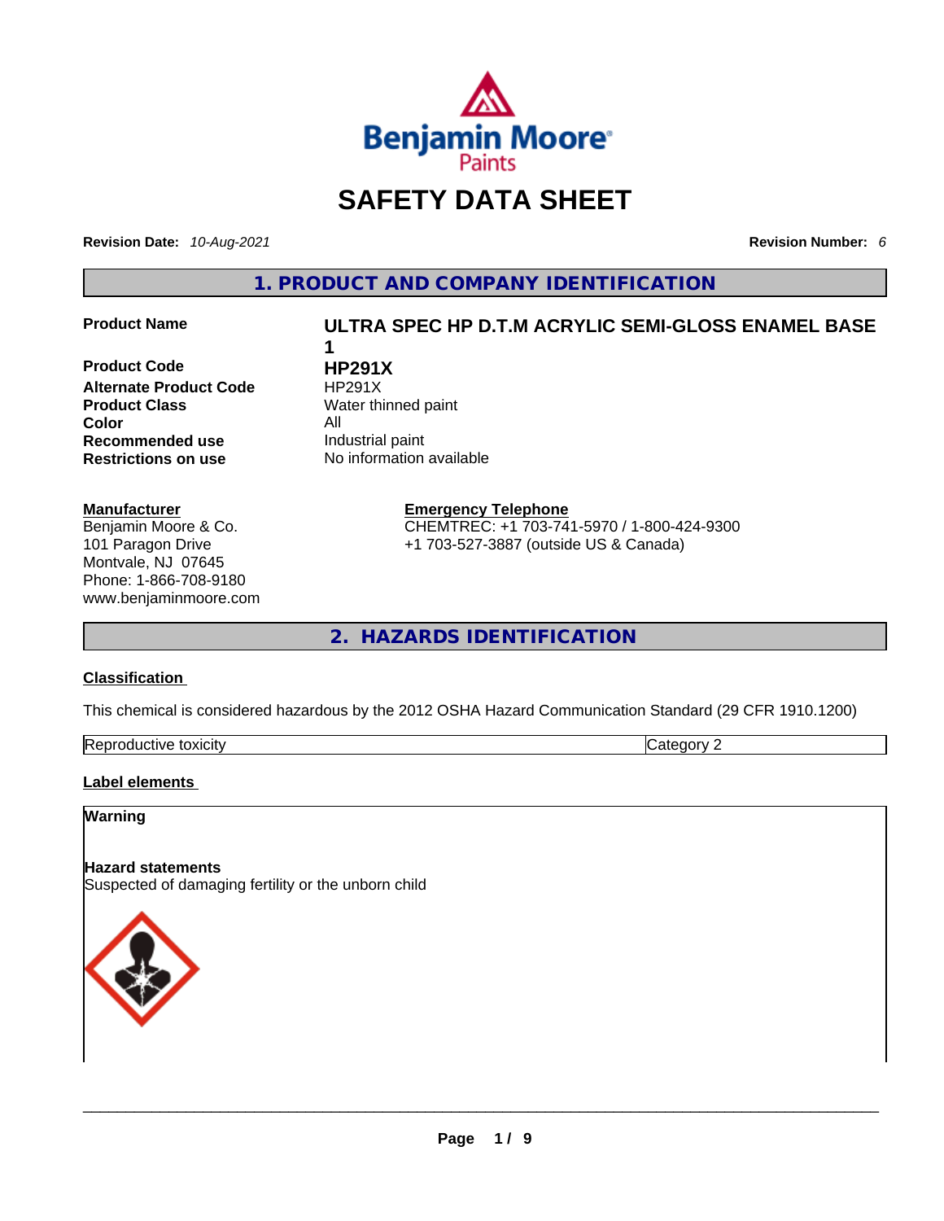# SAFETY DATA SHEET

**Revision Date:** *10-Aug-2021* **Revision Number:** *6*

## 1. PRODUCT AND COMPANY IDENTIFICATION

| | |
|---|---|
| **Product Name** | **ULTRA SPEC HP D.T.M ACRYLIC SEMI-GLOSS ENAMEL BASE 1** |
| **Product Code** | **HP291X** |
| **Alternate Product Code** | HP291X |
| **Product Class** | Water thinned paint |
| **Color** | All |
| **Recommended use** | Industrial paint |
| **Restrictions on use** | No information available |

**Manufacturer**
Benjamin Moore & Co.
101 Paragon Drive
Montvale, NJ 07645
Phone: 1-866-708-9180
www.benjaminmoore.com

**Emergency Telephone**
CHEMTREC: +1 703-741-5970 / 1-800-424-9300
+1 703-527-3887 (outside US & Canada)

## 2. HAZARDS IDENTIFICATION

**Classification**

This chemical is considered hazardous by the 2012 OSHA Hazard Communication Standard (29 CFR 1910.1200)

| | |
|---|---|
| Reproductive toxicity | Category 2 |

**Label elements**

**Warning**

**Hazard statements**
Suspected of damaging fertility or the unborn child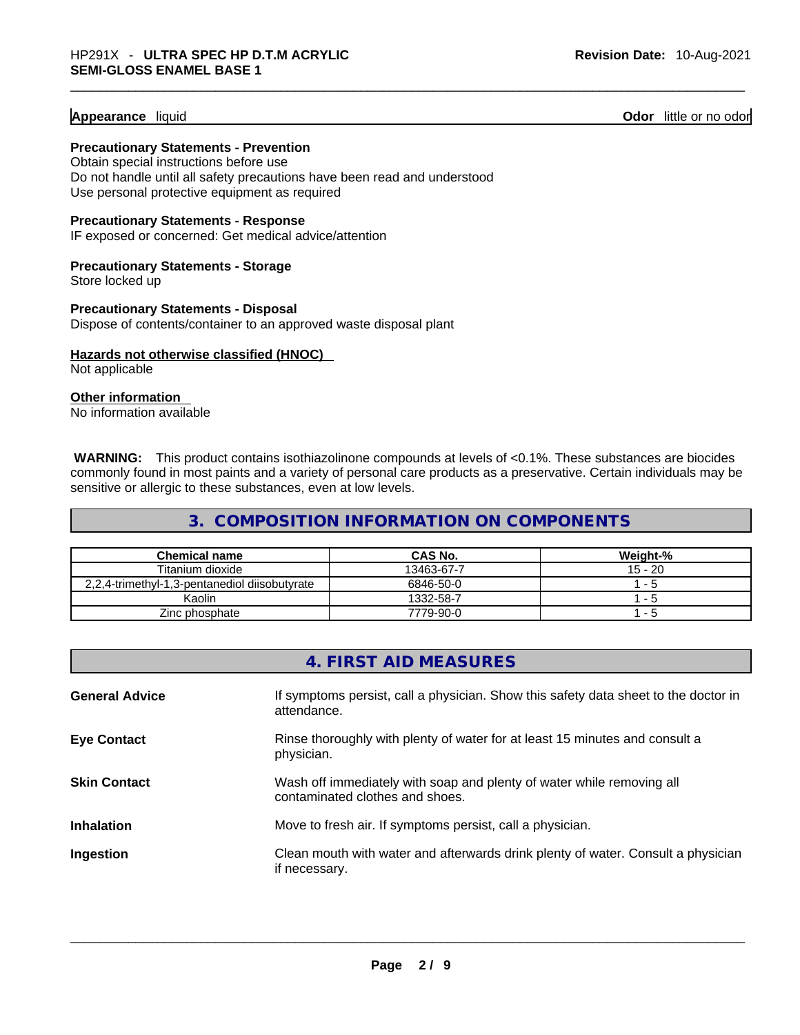**Appearance** liquid **Odor** little or no odor

**Precautionary Statements - Prevention**
Obtain special instructions before use
Do not handle until all safety precautions have been read and understood
Use personal protective equipment as required

**Precautionary Statements - Response**
IF exposed or concerned: Get medical advice/attention

**Precautionary Statements - Storage**
Store locked up

**Precautionary Statements - Disposal**
Dispose of contents/container to an approved waste disposal plant

**Hazards not otherwise classified (HNOC)**
Not applicable

**Other information**
No information available

**WARNING:** This product contains isothiazolinone compounds at levels of <0.1%. These substances are biocides commonly found in most paints and a variety of personal care products as a preservative. Certain individuals may be sensitive or allergic to these substances, even at low levels.

## 3. COMPOSITION INFORMATION ON COMPONENTS

| Chemical name | CAS No. | Weight-% |
|---|---|---|
| Titanium dioxide | 13463-67-7 | 15 - 20 |
| 2,2,4-trimethyl-1,3-pentanediol diisobutyrate | 6846-50-0 | 1 - 5 |
| Kaolin | 1332-58-7 | 1 - 5 |
| Zinc phosphate | 7779-90-0 | 1 - 5 |

## 4. FIRST AID MEASURES

**General Advice** If symptoms persist, call a physician. Show this safety data sheet to the doctor in attendance.

**Eye Contact** Rinse thoroughly with plenty of water for at least 15 minutes and consult a physician.

**Skin Contact** Wash off immediately with soap and plenty of water while removing all contaminated clothes and shoes.

**Inhalation** Move to fresh air. If symptoms persist, call a physician.

**Ingestion** Clean mouth with water and afterwards drink plenty of water. Consult a physician if necessary.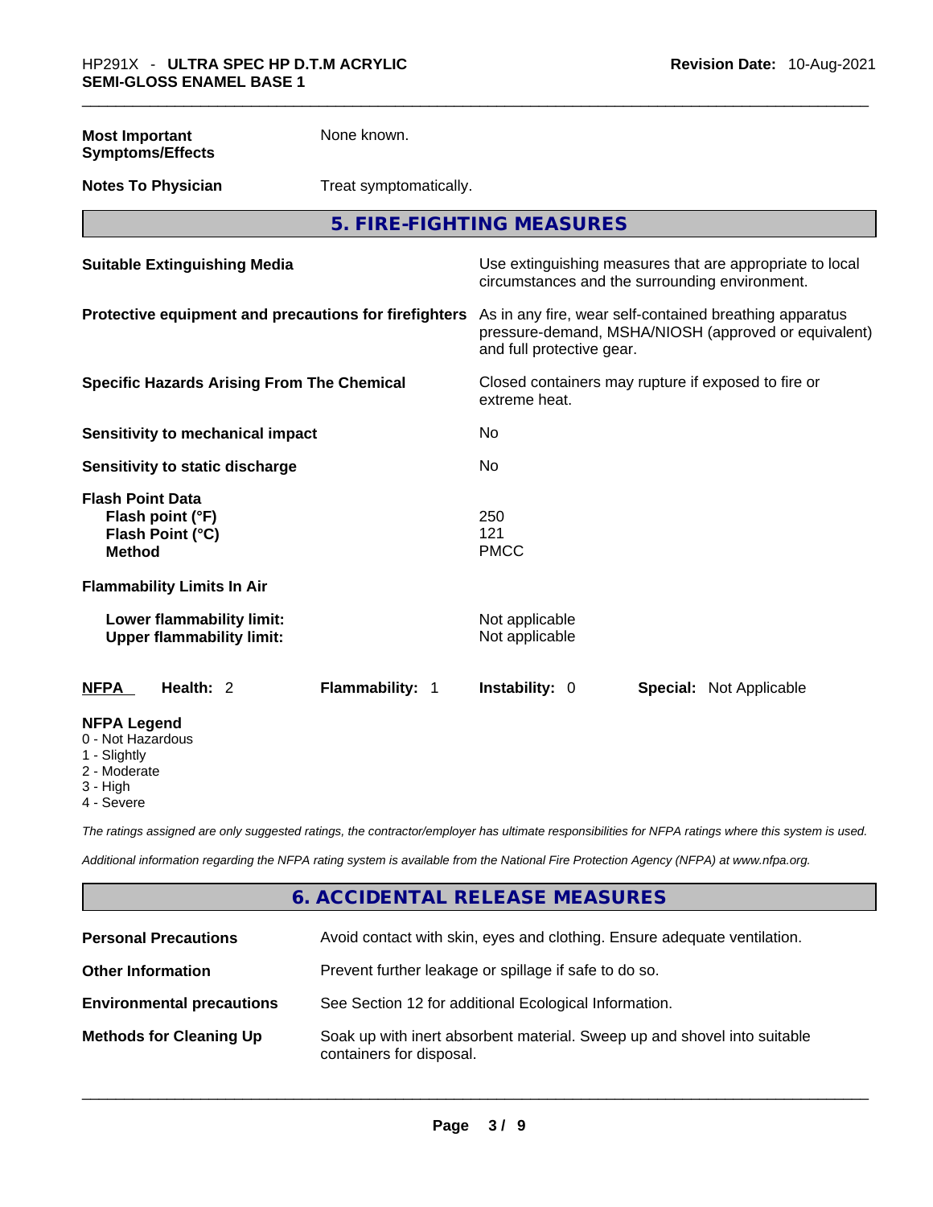| | |
|---|---|
| **Most Important Symptoms/Effects** | None known. |
| **Notes To Physician** | Treat symptomatically. |

## 5. FIRE-FIGHTING MEASURES

| | |
|---|---|
| **Suitable Extinguishing Media** | Use extinguishing measures that are appropriate to local circumstances and the surrounding environment. |
| **Protective equipment and precautions for firefighters** | As in any fire, wear self-contained breathing apparatus pressure-demand, MSHA/NIOSH (approved or equivalent) and full protective gear. |
| **Specific Hazards Arising From The Chemical** | Closed containers may rupture if exposed to fire or extreme heat. |
| **Sensitivity to mechanical impact** | No |
| **Sensitivity to static discharge** | No |

**Flash Point Data**

| | |
|---|---|
| **Flash point (°F)** | 250 |
| **Flash Point (°C)** | 121 |
| **Method** | PMCC |

**Flammability Limits In Air**

| | |
|---|---|
| **Lower flammability limit:** | Not applicable |
| **Upper flammability limit:** | Not applicable |

| **NFPA** | **Health:** 2 | **Flammability:** 1 | **Instability:** 0 | **Special:** Not Applicable |
|---|---|---|---|---|

**NFPA Legend**
- 0 - Not Hazardous
- 1 - Slightly
- 2 - Moderate
- 3 - High
- 4 - Severe

*The ratings assigned are only suggested ratings, the contractor/employer has ultimate responsibilities for NFPA ratings where this system is used.*

*Additional information regarding the NFPA rating system is available from the National Fire Protection Agency (NFPA) at www.nfpa.org.*

## 6. ACCIDENTAL RELEASE MEASURES

| | |
|---|---|
| **Personal Precautions** | Avoid contact with skin, eyes and clothing. Ensure adequate ventilation. |
| **Other Information** | Prevent further leakage or spillage if safe to do so. |
| **Environmental precautions** | See Section 12 for additional Ecological Information. |
| **Methods for Cleaning Up** | Soak up with inert absorbent material. Sweep up and shovel into suitable containers for disposal. |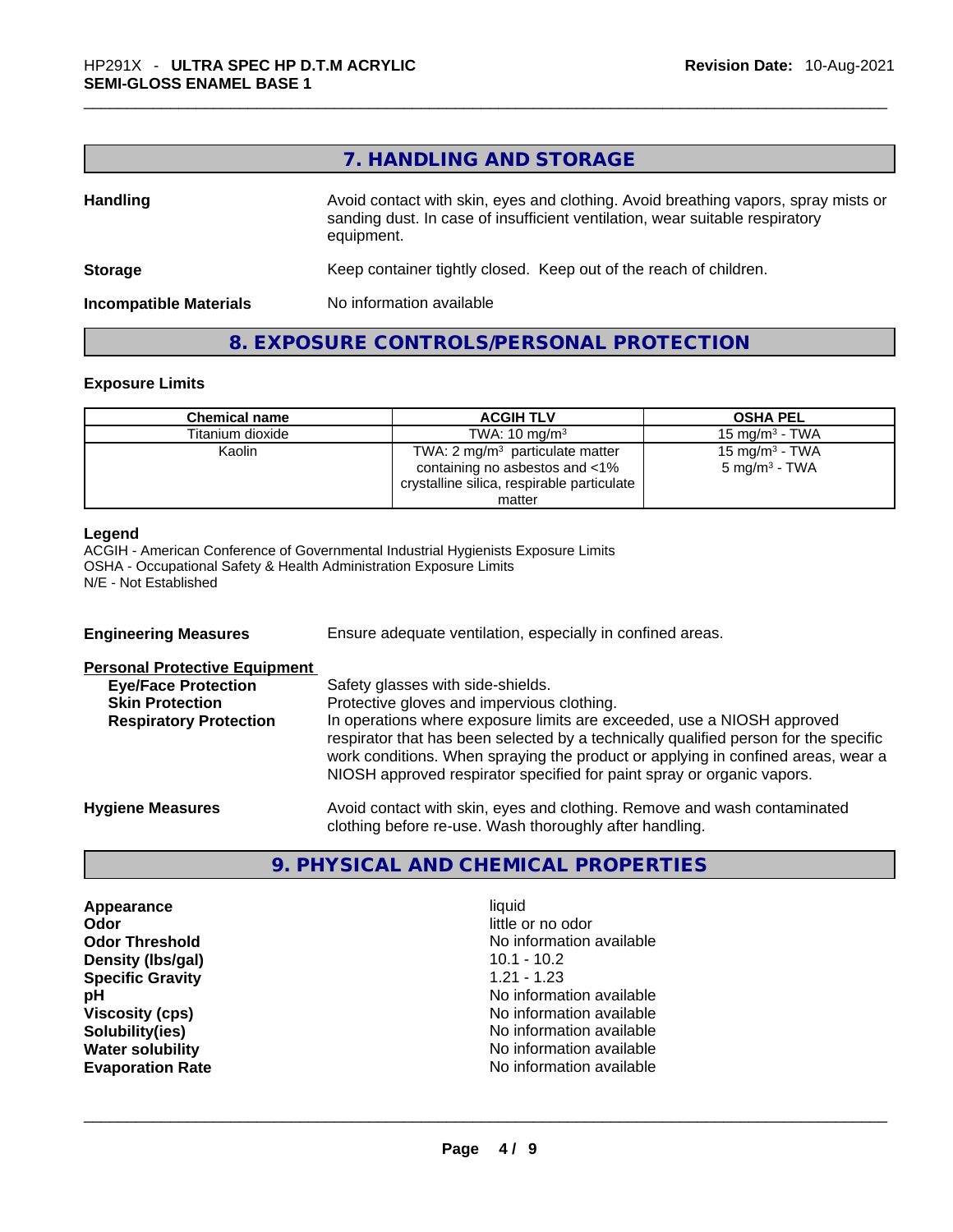## 7. HANDLING AND STORAGE

**Handling** Avoid contact with skin, eyes and clothing. Avoid breathing vapors, spray mists or sanding dust. In case of insufficient ventilation, wear suitable respiratory equipment.

**Storage** Keep container tightly closed. Keep out of the reach of children.

**Incompatible Materials** No information available

## 8. EXPOSURE CONTROLS/PERSONAL PROTECTION

### Exposure Limits

| Chemical name | ACGIH TLV | OSHA PEL |
|---|---|---|
| Titanium dioxide | TWA: 10 mg/m³ | 15 mg/m³ - TWA |
| Kaolin | TWA: 2 mg/m³ particulate matter containing no asbestos and <1% crystalline silica, respirable particulate matter | 15 mg/m³ - TWA<br>5 mg/m³ - TWA |

**Legend**
ACGIH - American Conference of Governmental Industrial Hygienists Exposure Limits
OSHA - Occupational Safety & Health Administration Exposure Limits
N/E - Not Established

**Engineering Measures** Ensure adequate ventilation, especially in confined areas.

**Personal Protective Equipment**

**Eye/Face Protection** Safety glasses with side-shields.

**Skin Protection** Protective gloves and impervious clothing.

**Respiratory Protection** In operations where exposure limits are exceeded, use a NIOSH approved respirator that has been selected by a technically qualified person for the specific work conditions. When spraying the product or applying in confined areas, wear a NIOSH approved respirator specified for paint spray or organic vapors.

**Hygiene Measures** Avoid contact with skin, eyes and clothing. Remove and wash contaminated clothing before re-use. Wash thoroughly after handling.

## 9. PHYSICAL AND CHEMICAL PROPERTIES

| | |
|---|---|
| **Appearance** | liquid |
| **Odor** | little or no odor |
| **Odor Threshold** | No information available |
| **Density (lbs/gal)** | 10.1 - 10.2 |
| **Specific Gravity** | 1.21 - 1.23 |
| **pH** | No information available |
| **Viscosity (cps)** | No information available |
| **Solubility(ies)** | No information available |
| **Water solubility** | No information available |
| **Evaporation Rate** | No information available |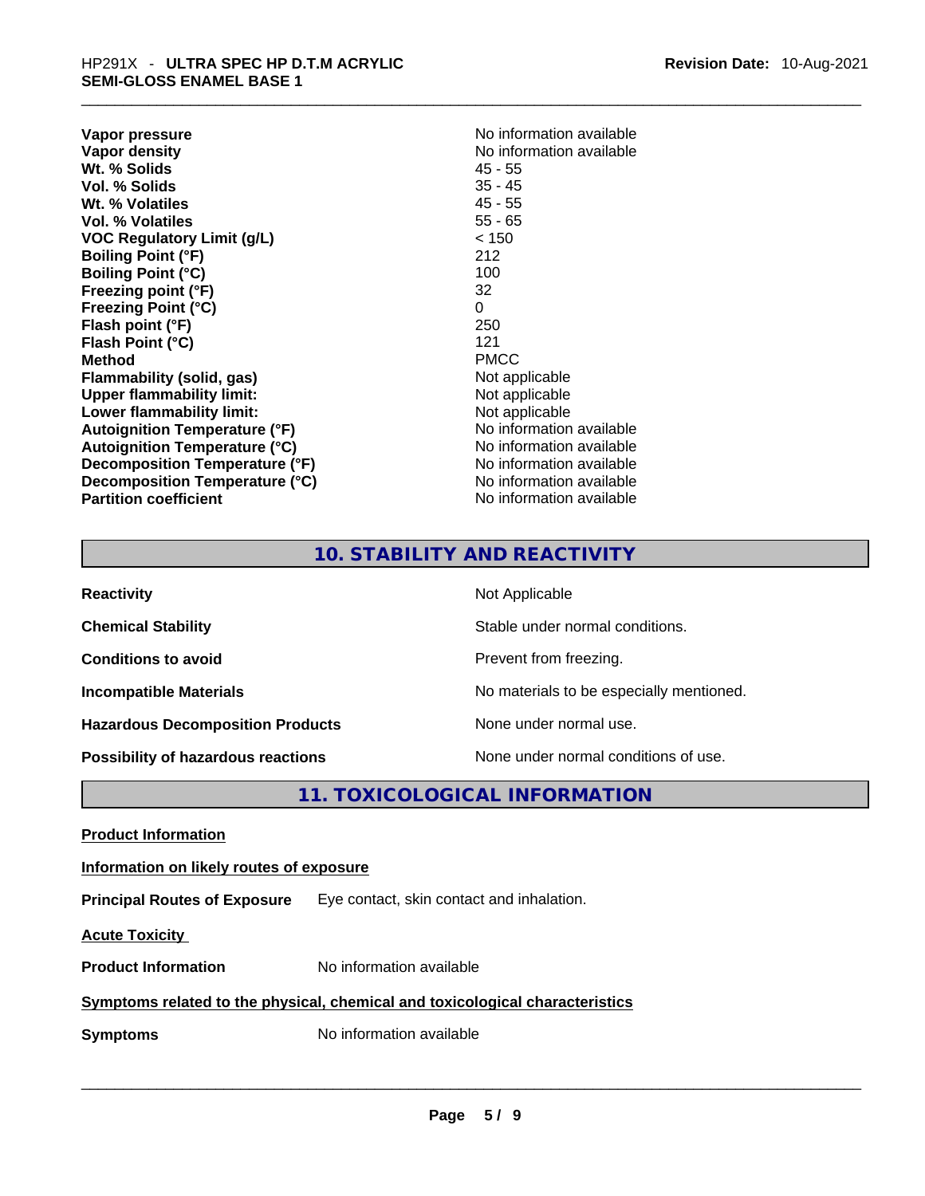| | |
|---|---|
| **Vapor pressure** | No information available |
| **Vapor density** | No information available |
| **Wt. % Solids** | 45 - 55 |
| **Vol. % Solids** | 35 - 45 |
| **Wt. % Volatiles** | 45 - 55 |
| **Vol. % Volatiles** | 55 - 65 |
| **VOC Regulatory Limit (g/L)** | < 150 |
| **Boiling Point (°F)** | 212 |
| **Boiling Point (°C)** | 100 |
| **Freezing point (°F)** | 32 |
| **Freezing Point (°C)** | 0 |
| **Flash point (°F)** | 250 |
| **Flash Point (°C)** | 121 |
| **Method** | PMCC |
| **Flammability (solid, gas)** | Not applicable |
| **Upper flammability limit:** | Not applicable |
| **Lower flammability limit:** | Not applicable |
| **Autoignition Temperature (°F)** | No information available |
| **Autoignition Temperature (°C)** | No information available |
| **Decomposition Temperature (°F)** | No information available |
| **Decomposition Temperature (°C)** | No information available |
| **Partition coefficient** | No information available |

## 10. STABILITY AND REACTIVITY

| | |
|---|---|
| **Reactivity** | Not Applicable |
| **Chemical Stability** | Stable under normal conditions. |
| **Conditions to avoid** | Prevent from freezing. |
| **Incompatible Materials** | No materials to be especially mentioned. |
| **Hazardous Decomposition Products** | None under normal use. |
| **Possibility of hazardous reactions** | None under normal conditions of use. |

## 11. TOXICOLOGICAL INFORMATION

**Product Information**

**Information on likely routes of exposure**

**Principal Routes of Exposure** Eye contact, skin contact and inhalation.

**Acute Toxicity**

**Product Information** No information available

**Symptoms related to the physical, chemical and toxicological characteristics**

**Symptoms** No information available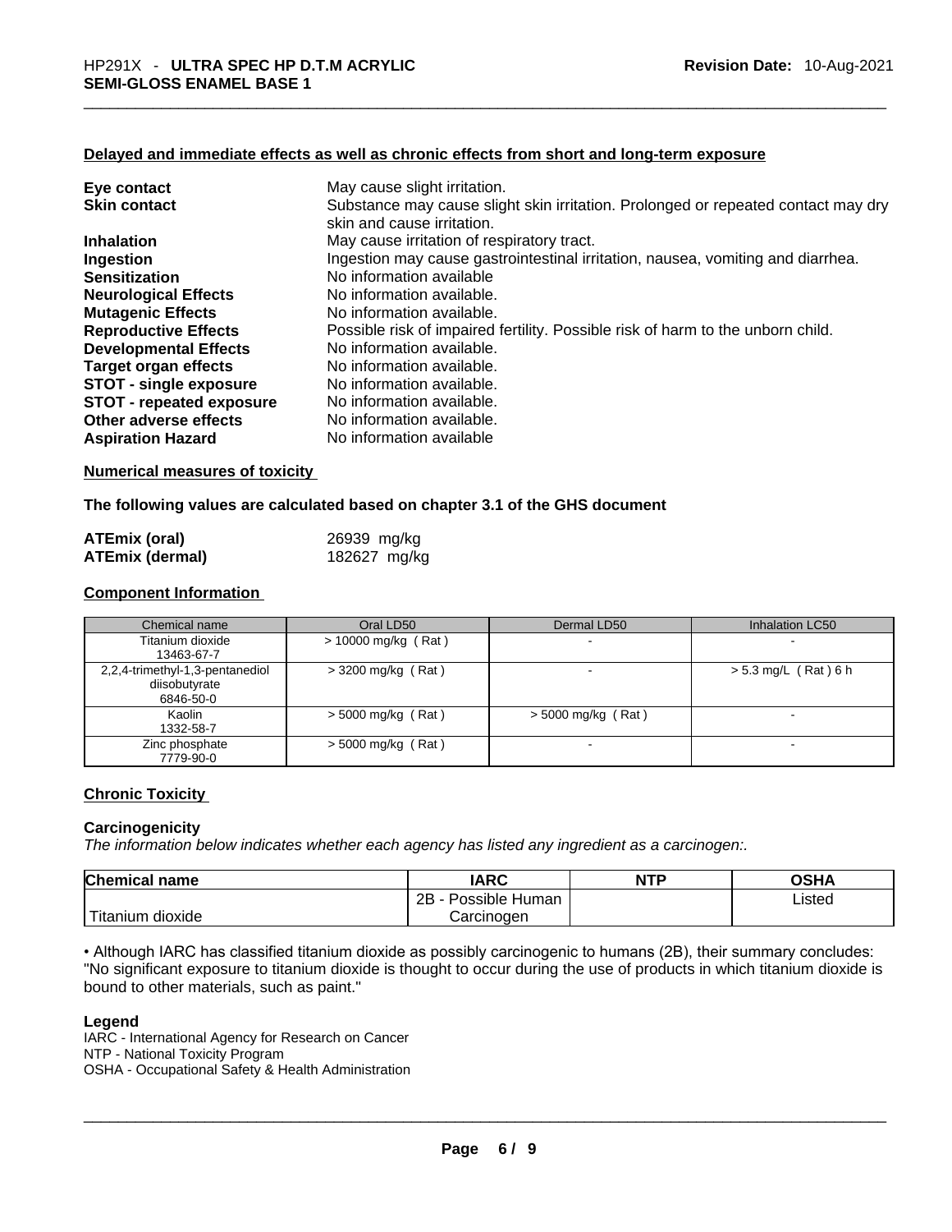**Delayed and immediate effects as well as chronic effects from short and long-term exposure**

| | |
|---|---|
| **Eye contact** | May cause slight irritation. |
| **Skin contact** | Substance may cause slight skin irritation. Prolonged or repeated contact may dry skin and cause irritation. |
| **Inhalation** | May cause irritation of respiratory tract. |
| **Ingestion** | Ingestion may cause gastrointestinal irritation, nausea, vomiting and diarrhea. |
| **Sensitization** | No information available |
| **Neurological Effects** | No information available. |
| **Mutagenic Effects** | No information available. |
| **Reproductive Effects** | Possible risk of impaired fertility. Possible risk of harm to the unborn child. |
| **Developmental Effects** | No information available. |
| **Target organ effects** | No information available. |
| **STOT - single exposure** | No information available. |
| **STOT - repeated exposure** | No information available. |
| **Other adverse effects** | No information available. |
| **Aspiration Hazard** | No information available |

**Numerical measures of toxicity**

**The following values are calculated based on chapter 3.1 of the GHS document**

| | |
|---|---|
| **ATEmix (oral)** | 26939 mg/kg |
| **ATEmix (dermal)** | 182627 mg/kg |

**Component Information**

| Chemical name | Oral LD50 | Dermal LD50 | Inhalation LC50 |
|---|---|---|---|
| Titanium dioxide 13463-67-7 | > 10000 mg/kg ( Rat ) | - | - |
| 2,2,4-trimethyl-1,3-pentanediol diisobutyrate 6846-50-0 | > 3200 mg/kg ( Rat ) | - | > 5.3 mg/L ( Rat ) 6 h |
| Kaolin 1332-58-7 | > 5000 mg/kg ( Rat ) | > 5000 mg/kg ( Rat ) | - |
| Zinc phosphate 7779-90-0 | > 5000 mg/kg ( Rat ) | - | - |

**Chronic Toxicity**

**Carcinogenicity**

*The information below indicates whether each agency has listed any ingredient as a carcinogen:.*

| Chemical name | IARC | NTP | OSHA |
|---|---|---|---|
| Titanium dioxide | 2B - Possible Human Carcinogen | | Listed |

• Although IARC has classified titanium dioxide as possibly carcinogenic to humans (2B), their summary concludes: "No significant exposure to titanium dioxide is thought to occur during the use of products in which titanium dioxide is bound to other materials, such as paint."

**Legend**

IARC - International Agency for Research on Cancer
NTP - National Toxicity Program
OSHA - Occupational Safety & Health Administration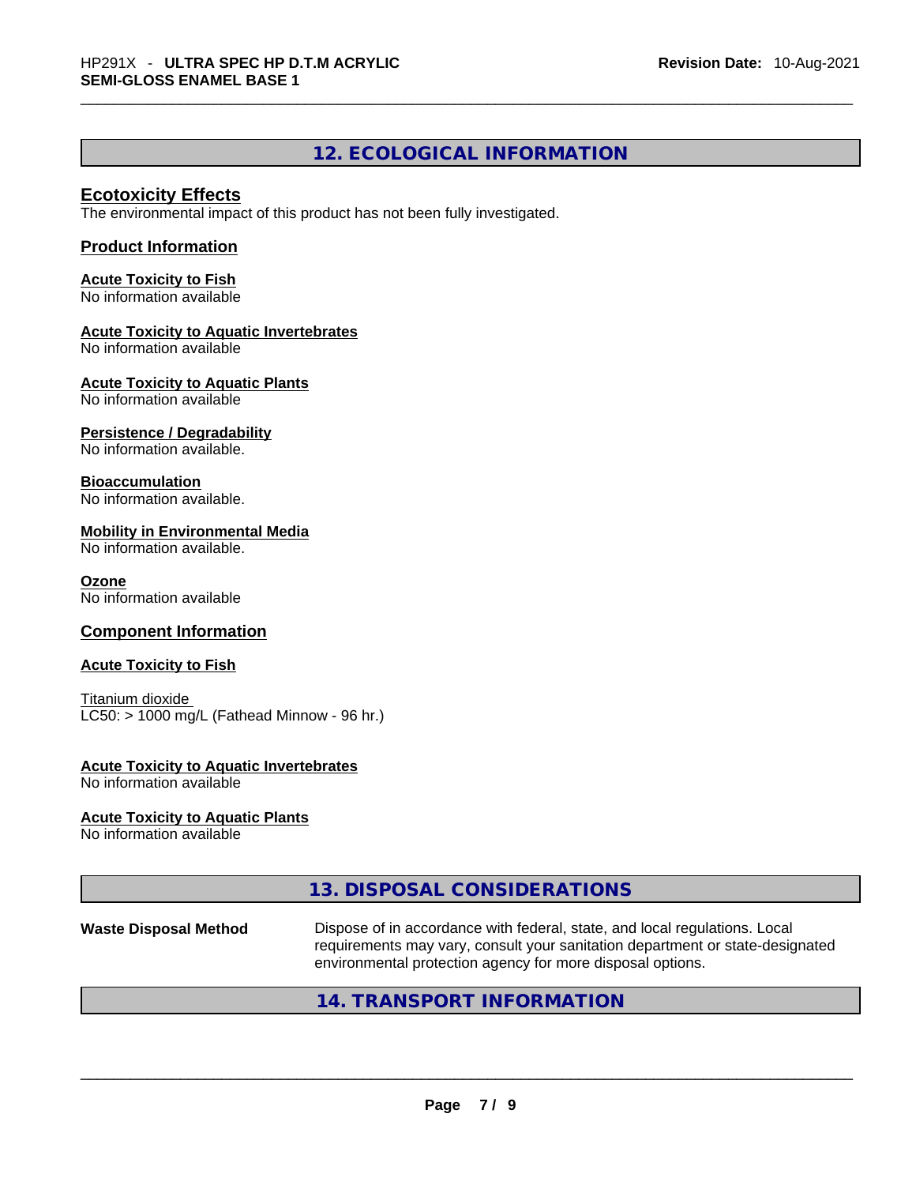## 12. ECOLOGICAL INFORMATION

### Ecotoxicity Effects

The environmental impact of this product has not been fully investigated.

### Product Information

**Acute Toxicity to Fish**
No information available

**Acute Toxicity to Aquatic Invertebrates**
No information available

**Acute Toxicity to Aquatic Plants**
No information available

**Persistence / Degradability**
No information available.

**Bioaccumulation**
No information available.

**Mobility in Environmental Media**
No information available.

**Ozone**
No information available

### Component Information

**Acute Toxicity to Fish**

Titanium dioxide
LC50: > 1000 mg/L (Fathead Minnow - 96 hr.)

**Acute Toxicity to Aquatic Invertebrates**
No information available

**Acute Toxicity to Aquatic Plants**
No information available

## 13. DISPOSAL CONSIDERATIONS

| | |
|---|---|
| **Waste Disposal Method** | Dispose of in accordance with federal, state, and local regulations. Local requirements may vary, consult your sanitation department or state-designated environmental protection agency for more disposal options. |

## 14. TRANSPORT INFORMATION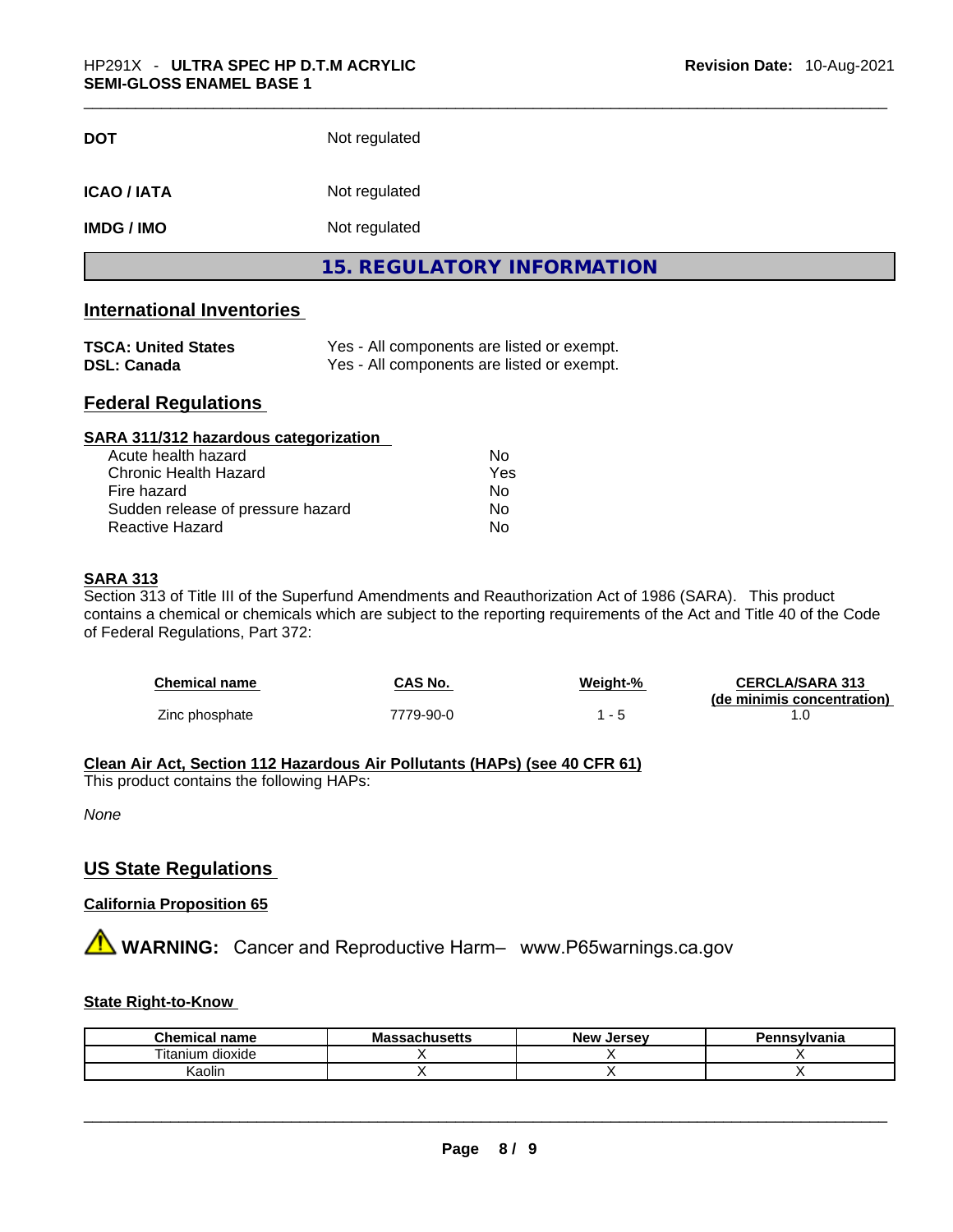| | |
|---|---|
| **DOT** | Not regulated |
| **ICAO / IATA** | Not regulated |
| **IMDG / IMO** | Not regulated |

## 15. REGULATORY INFORMATION

### International Inventories

| | |
|---|---|
| **TSCA: United States** | Yes - All components are listed or exempt. |
| **DSL: Canada** | Yes - All components are listed or exempt. |

### Federal Regulations

**SARA 311/312 hazardous categorization**

| | |
|---|---|
| Acute health hazard | No |
| Chronic Health Hazard | Yes |
| Fire hazard | No |
| Sudden release of pressure hazard | No |
| Reactive Hazard | No |

**SARA 313**

Section 313 of Title III of the Superfund Amendments and Reauthorization Act of 1986 (SARA). This product contains a chemical or chemicals which are subject to the reporting requirements of the Act and Title 40 of the Code of Federal Regulations, Part 372:

| Chemical name | CAS No. | Weight-% | CERCLA/SARA 313 (de minimis concentration) |
|---|---|---|---|
| Zinc phosphate | 7779-90-0 | 1 - 5 | 1.0 |

**Clean Air Act, Section 112 Hazardous Air Pollutants (HAPs) (see 40 CFR 61)**

This product contains the following HAPs:

*None*

### US State Regulations

**California Proposition 65**

⚠ **WARNING:** Cancer and Reproductive Harm– www.P65warnings.ca.gov

**State Right-to-Know**

| Chemical name | Massachusetts | New Jersey | Pennsylvania |
|---|---|---|---|
| Titanium dioxide | X | X | X |
| Kaolin | X | X | X |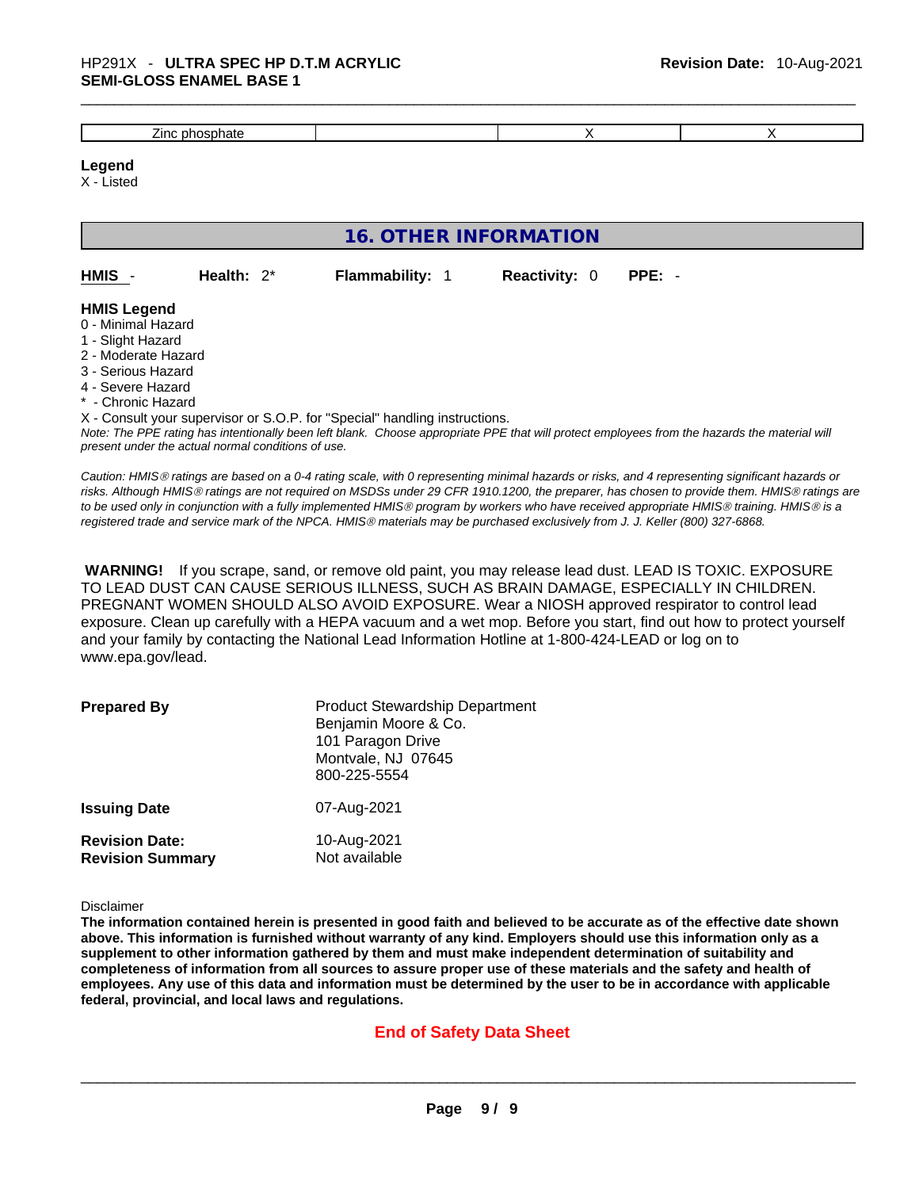| | | | |
|---|---|---|---|
| Zinc phosphate | | X | X |

**Legend**
X - Listed

## 16. OTHER INFORMATION

**HMIS** - **Health:** 2* **Flammability:** 1 **Reactivity:** 0 **PPE:** -

**HMIS Legend**
0 - Minimal Hazard
1 - Slight Hazard
2 - Moderate Hazard
3 - Serious Hazard
4 - Severe Hazard
* - Chronic Hazard
X - Consult your supervisor or S.O.P. for "Special" handling instructions.

*Note: The PPE rating has intentionally been left blank. Choose appropriate PPE that will protect employees from the hazards the material will present under the actual normal conditions of use.*

*Caution: HMIS® ratings are based on a 0-4 rating scale, with 0 representing minimal hazards or risks, and 4 representing significant hazards or risks. Although HMIS® ratings are not required on MSDSs under 29 CFR 1910.1200, the preparer, has chosen to provide them. HMIS® ratings are to be used only in conjunction with a fully implemented HMIS® program by workers who have received appropriate HMIS® training. HMIS® is a registered trade and service mark of the NPCA. HMIS® materials may be purchased exclusively from J. J. Keller (800) 327-6868.*

**WARNING!** If you scrape, sand, or remove old paint, you may release lead dust. LEAD IS TOXIC. EXPOSURE TO LEAD DUST CAN CAUSE SERIOUS ILLNESS, SUCH AS BRAIN DAMAGE, ESPECIALLY IN CHILDREN. PREGNANT WOMEN SHOULD ALSO AVOID EXPOSURE. Wear a NIOSH approved respirator to control lead exposure. Clean up carefully with a HEPA vacuum and a wet mop. Before you start, find out how to protect yourself and your family by contacting the National Lead Information Hotline at 1-800-424-LEAD or log on to www.epa.gov/lead.

**Prepared By**
Product Stewardship Department
Benjamin Moore & Co.
101 Paragon Drive
Montvale, NJ 07645
800-225-5554

**Issuing Date** 07-Aug-2021

**Revision Date:** 10-Aug-2021
**Revision Summary** Not available

Disclaimer
**The information contained herein is presented in good faith and believed to be accurate as of the effective date shown above. This information is furnished without warranty of any kind. Employers should use this information only as a supplement to other information gathered by them and must make independent determination of suitability and completeness of information from all sources to assure proper use of these materials and the safety and health of employees. Any use of this data and information must be determined by the user to be in accordance with applicable federal, provincial, and local laws and regulations.**

**End of Safety Data Sheet**